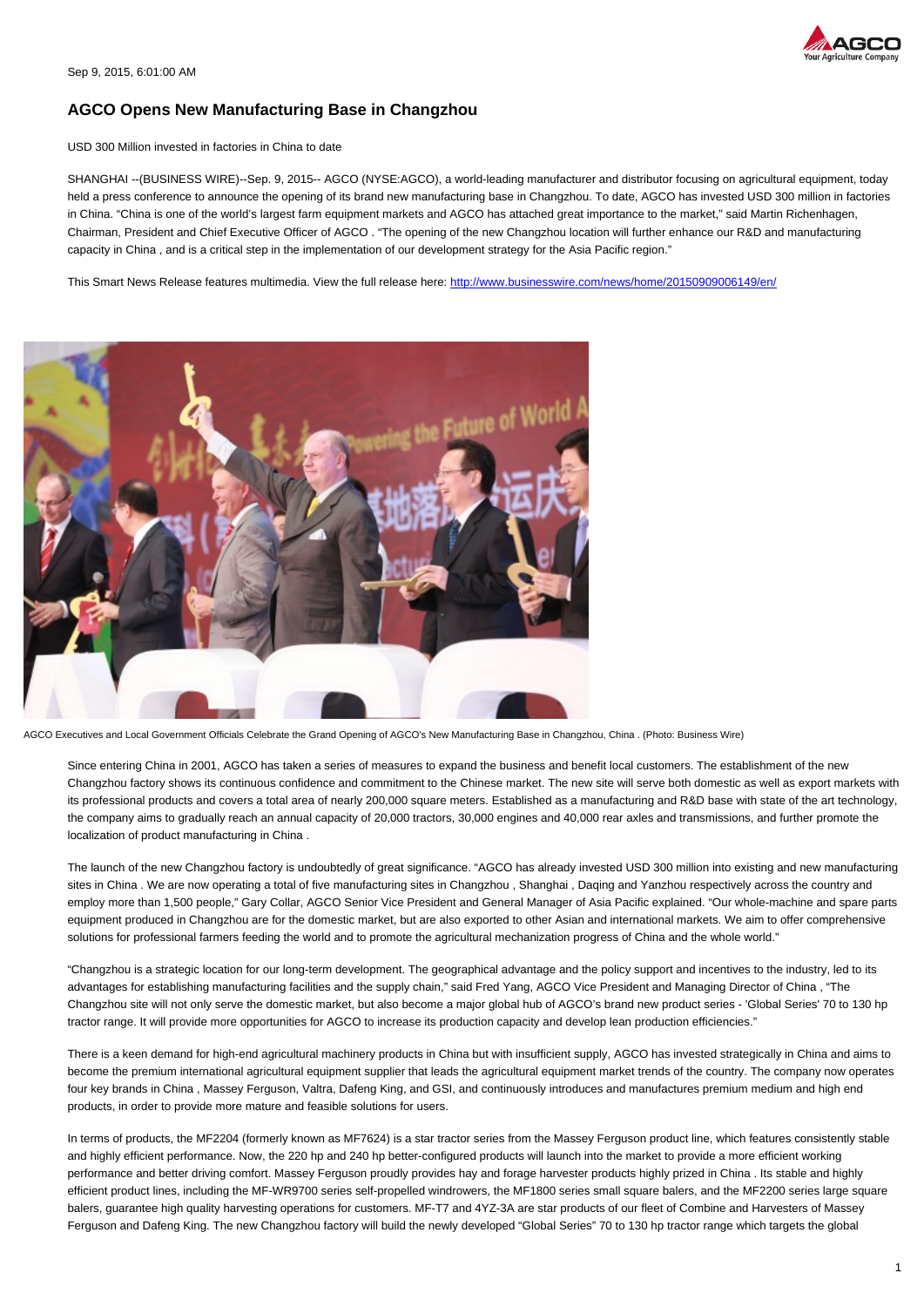Sep 9, 2015, 6:01:00 AM

# AGCO Opens New Manufacturing Base in Changzhou

USD 300 Million invested in factories in China to date

SHANGHAI --(BUSINESS WIRE)--Sep. 9, 2015-- AGCO (NYSE:AGCO), a world-leading manufacturer and distributor focusing on agricultural equipment, today held a press conference to announce the opening of its brand new manufacturing base in Changzhou. To date, AGCO has invested USD 300 million in factories in China. "China is one of the world's largest farm equipment markets and AGCO has attached great importance to the market," said Martin Richenhagen, Chairman, President and Chief Executive Officer of AGCO . "The opening of the new Changzhou location will further enhance our R&D and manufacturing capacity in China , and is a critical step in the implementation of our development strategy for the Asia Pacific region."

This Smart News Release features multimedia. View the full release here: http://www.businesswire.com/news/home/20150909006149/en/

AGCO Executives and Local Government Officials Celebrate the Grand Opening of AGCO's New Manufacturing Base in Changzhou, China . (Photo: Business Wire)

Since entering China in 2001, AGCO has taken a series of measures to expand the business and benefit local customers. The establishment of the new Changzhou factory shows its continuous confidence and commitment to the Chinese market. The new site will serve both domestic as well as export markets with its professional products and covers a total area of nearly 200,000 square meters. Established as a manufacturing and R&D base with state of the art technology, the company aims to gradually reach an annual capacity of 20,000 tractors, 30,000 engines and 40,000 rear axles and transmissions, and further promote the localization of product manufacturing in China .

The launch of the new Changzhou factory is undoubtedly of great significance. "AGCO has already invested USD 300 million into existing and new manufacturing sites in China . We are now operating a total of five manufacturing sites in Changzhou , Shanghai , Daqing and Yanzhou respectively across the country and employ more than 1,500 people," Gary Collar, AGCO Senior Vice President and General Manager of Asia Pacific explained. "Our whole-machine and spare parts equipment produced in Changzhou are for the domestic market, but are also exported to other Asian and international markets. We aim to offer comprehensive solutions for professional farmers feeding the world and to promote the agricultural mechanization progress of China and the whole world."

"Changzhou is a strategic location for our long-term development. The geographical advantage and the policy support and incentives to the industry, led to its advantages for establishing manufacturing facilities and the supply chain," said Fred Yang, AGCO Vice President and Managing Director of China , "The Changzhou site will not only serve the domestic market, but also become a major global hub of AGCO's brand new product series - 'Global Series' 70 to 130 hp tractor range. It will provide more opportunities for AGCO to increase its production capacity and develop lean production efficiencies."

There is a keen demand for high-end agricultural machinery products in China but with insufficient supply, AGCO has invested strategically in China and aims to become the premium international agricultural equipment supplier that leads the agricultural equipment market trends of the country. The company now operates four key brands in China , Massey Ferguson, Valtra, Dafeng King, and GSI, and continuously introduces and manufactures premium medium and high end products, in order to provide more mature and feasible solutions for users.

In terms of products, the MF2204 (formerly known as MF7624) is a star tractor series from the Massey Ferguson product line, which features consistently stable and highly efficient performance. Now, the 220 hp and 240 hp better-configured products will launch into the market to provide a more efficient working performance and better driving comfort. Massey Ferguson proudly provides hay and forage harvester products highly prized in China . Its stable and highly efficient product lines, including the MF-WR9700 series self-propelled windrowers, the MF1800 series small square balers, and the MF2200 series large square balers, guarantee high quality harvesting operations for customers. MF-T7 and 4YZ-3A are star products of our fleet of Combine and Harvesters of Massey Ferguson and Dafeng King. The new Changzhou factory will build the newly developed "Global Series" 70 to 130 hp tractor range which targets the global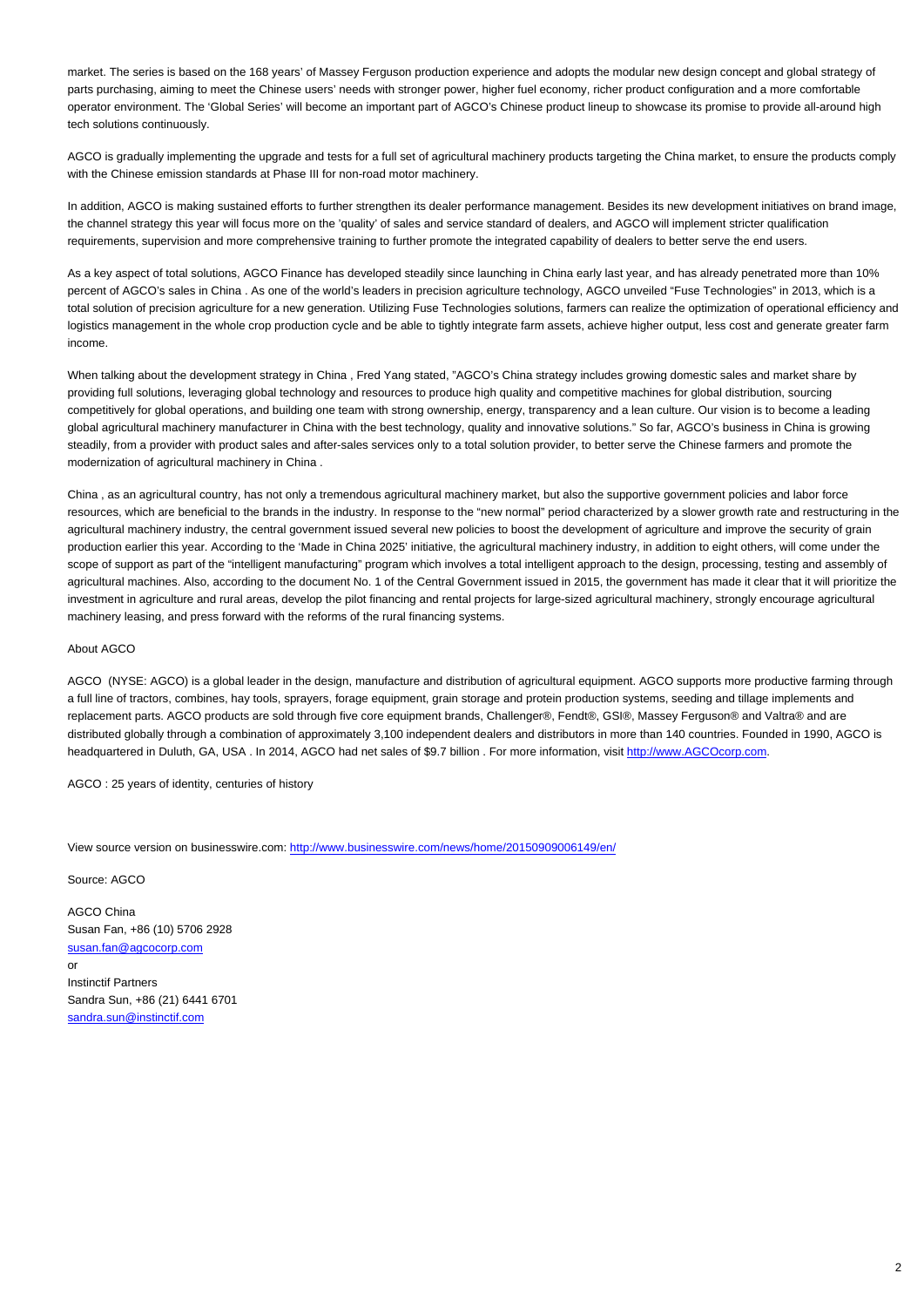market. The series is based on the 168 years' of Massey Ferguson production experience and adopts the modular new design concept and global strategy of parts purchasing, aiming to meet the Chinese users' needs with stronger power, higher fuel economy, richer product configuration and a more comfortable operator environment. The 'Global Series' will become an important part of AGCO's Chinese product lineup to showcase its promise to provide all-around high tech solutions continuously.

AGCO is gradually implementing the upgrade and tests for a full set of agricultural machinery products targeting the China market, to ensure the products comply with the Chinese emission standards at Phase III for non-road motor machinery.

In addition, AGCO is making sustained efforts to further strengthen its dealer performance management. Besides its new development initiatives on brand image, the channel strategy this year will focus more on the 'quality' of sales and service standard of dealers, and AGCO will implement stricter qualification requirements, supervision and more comprehensive training to further promote the integrated capability of dealers to better serve the end users.

As a key aspect of total solutions, AGCO Finance has developed steadily since launching in China early last year, and has already penetrated more than 10% percent of AGCO's sales in China . As one of the world's leaders in precision agriculture technology, AGCO unveiled "Fuse Technologies" in 2013, which is a total solution of precision agriculture for a new generation. Utilizing Fuse Technologies solutions, farmers can realize the optimization of operational efficiency and logistics management in the whole crop production cycle and be able to tightly integrate farm assets, achieve higher output, less cost and generate greater farm income.

When talking about the development strategy in China , Fred Yang stated, "AGCO's China strategy includes growing domestic sales and market share by providing full solutions, leveraging global technology and resources to produce high quality and competitive machines for global distribution, sourcing competitively for global operations, and building one team with strong ownership, energy, transparency and a lean culture. Our vision is to become a leading global agricultural machinery manufacturer in China with the best technology, quality and innovative solutions." So far, AGCO's business in China is growing steadily, from a provider with product sales and after-sales services only to a total solution provider, to better serve the Chinese farmers and promote the modernization of agricultural machinery in China .

China , as an agricultural country, has not only a tremendous agricultural machinery market, but also the supportive government policies and labor force resources, which are beneficial to the brands in the industry. In response to the "new normal" period characterized by a slower growth rate and restructuring in the agricultural machinery industry, the central government issued several new policies to boost the development of agriculture and improve the security of grain production earlier this year. According to the 'Made in China 2025' initiative, the agricultural machinery industry, in addition to eight others, will come under the scope of support as part of the "intelligent manufacturing" program which involves a total intelligent approach to the design, processing, testing and assembly of agricultural machines. Also, according to the document No. 1 of the Central Government issued in 2015, the government has made it clear that it will prioritize the investment in agriculture and rural areas, develop the pilot financing and rental projects for large-sized agricultural machinery, strongly encourage agricultural machinery leasing, and press forward with the reforms of the rural financing systems.

About AGCO

AGCO (NYSE: AGCO) is a global leader in the design, manufacture and distribution of agricultural equipment. AGCO supports more productive farming through a full line of tractors, combines, hay tools, sprayers, forage equipment, grain storage and protein production systems, seeding and tillage implements and replacement parts. AGCO products are sold through five core equipment brands, Challenger®, Fendt®, GSI®, Massey Ferguson® and Valtra® and are distributed globally through a combination of approximately 3,100 independent dealers and distributors in more than 140 countries. Founded in 1990, AGCO is headquartered in Duluth, GA, USA . In 2014, AGCO had net sales of $9.7 billion . For more information, visit http://www.AGCOcorp.com.

AGCO : 25 years of identity, centuries of history

View source version on businesswire.com: http://www.businesswire.com/news/home/20150909006149/en/

Source: AGCO

AGCO China
Susan Fan, +86 (10) 5706 2928
susan.fan@agcocorp.com
or
Instinctif Partners
Sandra Sun, +86 (21) 6441 6701
sandra.sun@instinctif.com